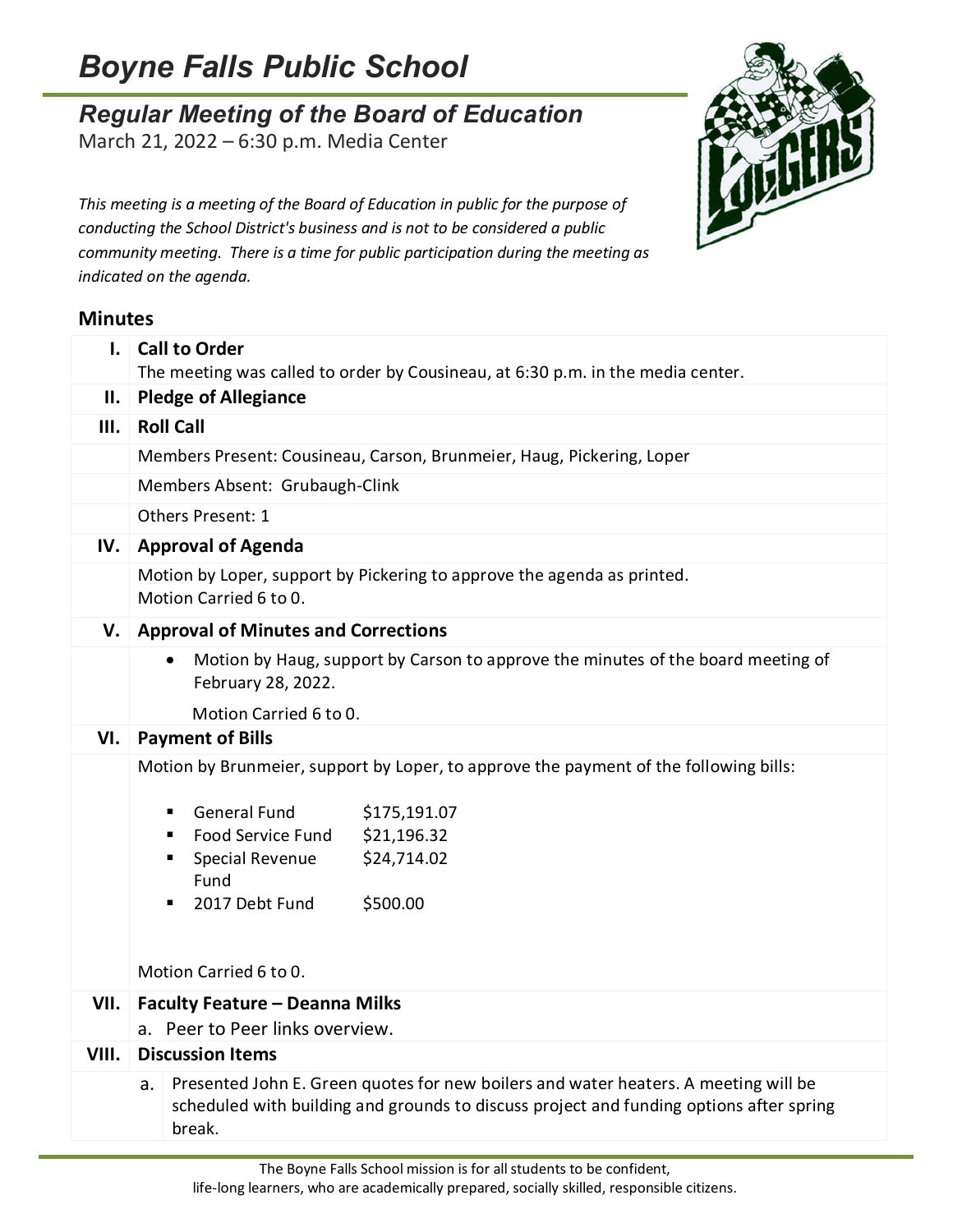# Boyne Falls Public School

## Regular Meeting of the Board of Education

March 21, 2022 – 6:30 p.m. Media Center

*This meeting is a meeting of the Board of Education in public for the purpose of conducting the School District's business and is not to be considered a public community meeting. There is a time for public participation during the meeting as indicated on the agenda.*

### Minutes

**I. Call to Order**

The meeting was called to order by Cousineau, at 6:30 p.m. in the media center.

**II. Pledge of Allegiance**

**III. Roll Call**

Members Present: Cousineau, Carson, Brunmeier, Haug, Pickering, Loper

Members Absent: Grubaugh-Clink

Others Present: 1

**IV. Approval of Agenda**

Motion by Loper, support by Pickering to approve the agenda as printed.
Motion Carried 6 to 0.

**V. Approval of Minutes and Corrections**

- Motion by Haug, support by Carson to approve the minutes of the board meeting of February 28, 2022.

  Motion Carried 6 to 0.

**VI. Payment of Bills**

Motion by Brunmeier, support by Loper, to approve the payment of the following bills:

- General Fund $175,191.07
- Food Service Fund $21,196.32
- Special Revenue Fund $24,714.02
- 2017 Debt Fund $500.00

Motion Carried 6 to 0.

**VII. Faculty Feature – Deanna Milks**

a. Peer to Peer links overview.

**VIII. Discussion Items**

a. Presented John E. Green quotes for new boilers and water heaters. A meeting will be scheduled with building and grounds to discuss project and funding options after spring break.

The Boyne Falls School mission is for all students to be confident, life-long learners, who are academically prepared, socially skilled, responsible citizens.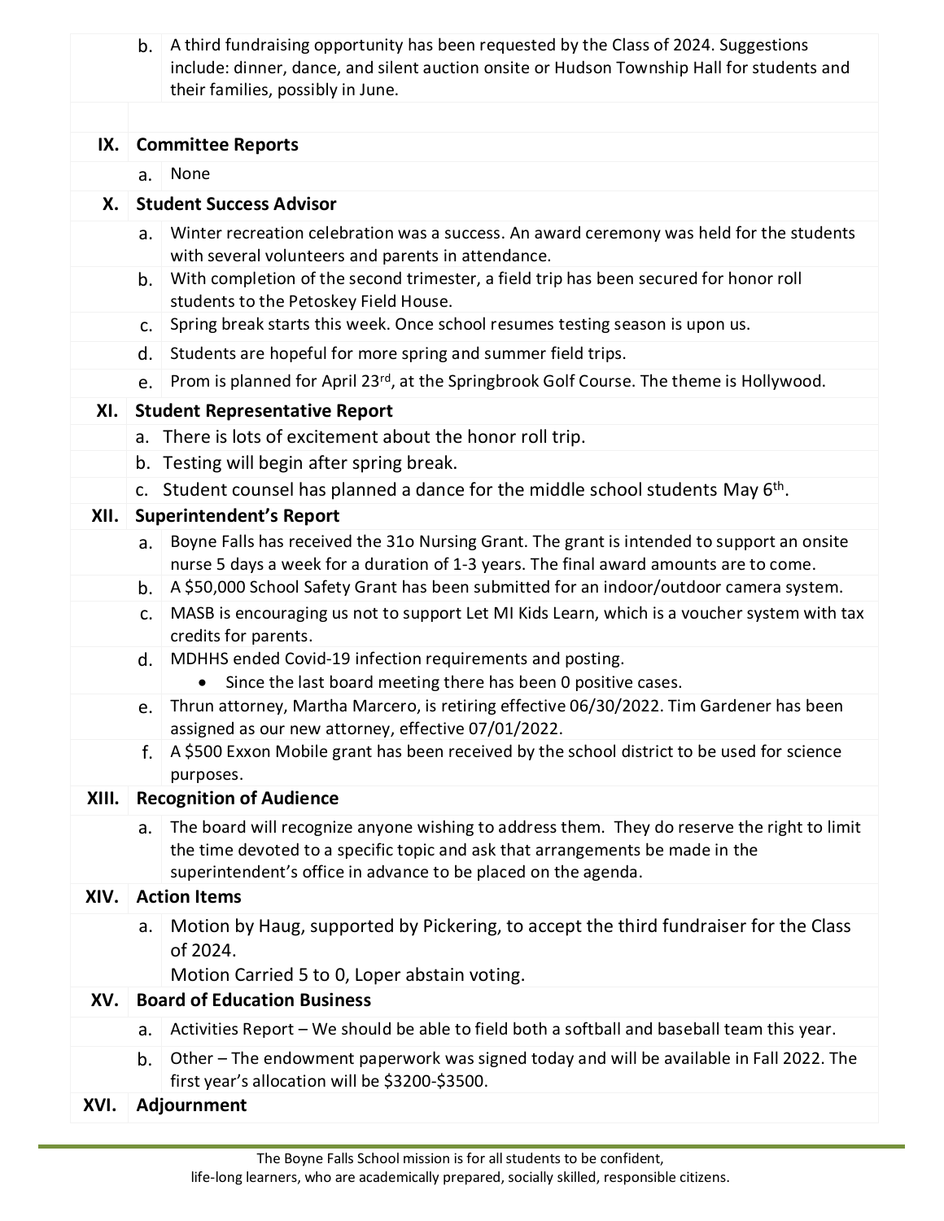b. A third fundraising opportunity has been requested by the Class of 2024. Suggestions include: dinner, dance, and silent auction onsite or Hudson Township Hall for students and their families, possibly in June.

## IX. Committee Reports

a. None

## X. Student Success Advisor

a. Winter recreation celebration was a success. An award ceremony was held for the students with several volunteers and parents in attendance.

b. With completion of the second trimester, a field trip has been secured for honor roll students to the Petoskey Field House.

c. Spring break starts this week. Once school resumes testing season is upon us.

d. Students are hopeful for more spring and summer field trips.

e. Prom is planned for April 23rd, at the Springbrook Golf Course. The theme is Hollywood.

## XI. Student Representative Report

a. There is lots of excitement about the honor roll trip.

b. Testing will begin after spring break.

c. Student counsel has planned a dance for the middle school students May 6th.

## XII. Superintendent's Report

a. Boyne Falls has received the 31o Nursing Grant. The grant is intended to support an onsite nurse 5 days a week for a duration of 1-3 years. The final award amounts are to come.

b. A $50,000 School Safety Grant has been submitted for an indoor/outdoor camera system.

c. MASB is encouraging us not to support Let MI Kids Learn, which is a voucher system with tax credits for parents.

d. MDHHS ended Covid-19 infection requirements and posting.
   - Since the last board meeting there has been 0 positive cases.

e. Thrun attorney, Martha Marcero, is retiring effective 06/30/2022. Tim Gardener has been assigned as our new attorney, effective 07/01/2022.

f. A $500 Exxon Mobile grant has been received by the school district to be used for science purposes.

## XIII. Recognition of Audience

a. The board will recognize anyone wishing to address them. They do reserve the right to limit the time devoted to a specific topic and ask that arrangements be made in the superintendent's office in advance to be placed on the agenda.

## XIV. Action Items

a. Motion by Haug, supported by Pickering, to accept the third fundraiser for the Class of 2024.
   Motion Carried 5 to 0, Loper abstain voting.

## XV. Board of Education Business

a. Activities Report – We should be able to field both a softball and baseball team this year.

b. Other – The endowment paperwork was signed today and will be available in Fall 2022. The first year's allocation will be $3200-$3500.

## XVI. Adjournment

The Boyne Falls School mission is for all students to be confident, life-long learners, who are academically prepared, socially skilled, responsible citizens.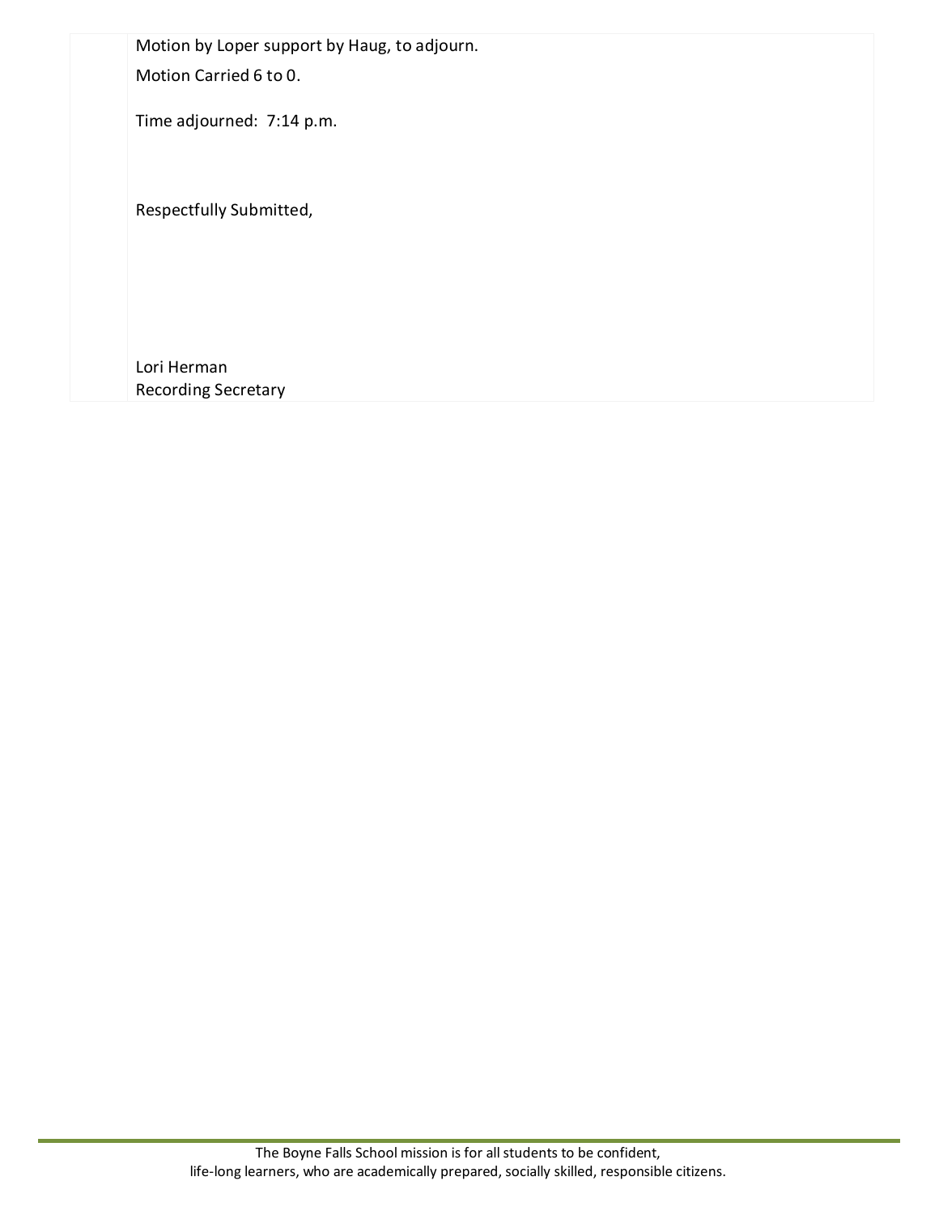Motion by Loper support by Haug, to adjourn.

Motion Carried 6 to 0.

Time adjourned: 7:14 p.m.

Respectfully Submitted,

Lori Herman
Recording Secretary